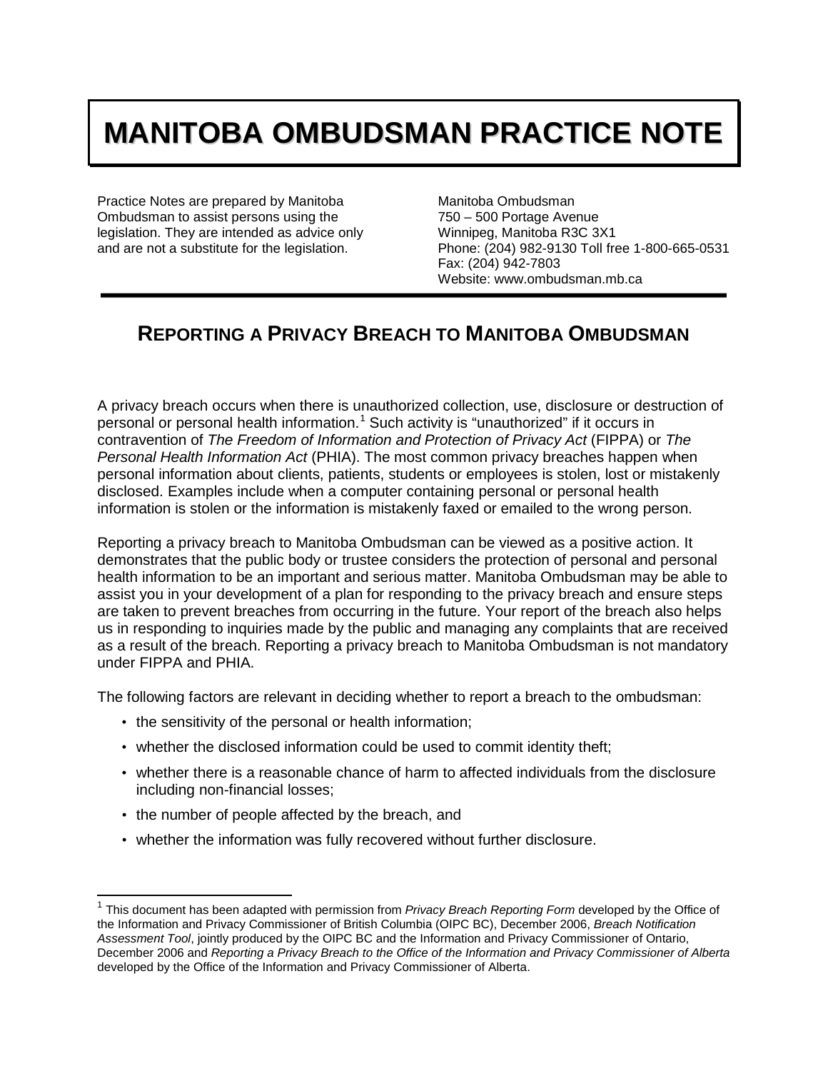# MANITOBA OMBUDSMAN PRACTICE NOTE

Practice Notes are prepared by Manitoba Ombudsman to assist persons using the legislation. They are intended as advice only and are not a substitute for the legislation.

Manitoba Ombudsman
750 – 500 Portage Avenue
Winnipeg, Manitoba R3C 3X1
Phone: (204) 982-9130 Toll free 1-800-665-0531
Fax: (204) 942-7803
Website: www.ombudsman.mb.ca

## REPORTING A PRIVACY BREACH TO MANITOBA OMBUDSMAN

A privacy breach occurs when there is unauthorized collection, use, disclosure or destruction of personal or personal health information.[1] Such activity is "unauthorized" if it occurs in contravention of *The Freedom of Information and Protection of Privacy Act* (FIPPA) or *The Personal Health Information Act* (PHIA). The most common privacy breaches happen when personal information about clients, patients, students or employees is stolen, lost or mistakenly disclosed. Examples include when a computer containing personal or personal health information is stolen or the information is mistakenly faxed or emailed to the wrong person.

Reporting a privacy breach to Manitoba Ombudsman can be viewed as a positive action. It demonstrates that the public body or trustee considers the protection of personal and personal health information to be an important and serious matter. Manitoba Ombudsman may be able to assist you in your development of a plan for responding to the privacy breach and ensure steps are taken to prevent breaches from occurring in the future. Your report of the breach also helps us in responding to inquiries made by the public and managing any complaints that are received as a result of the breach. Reporting a privacy breach to Manitoba Ombudsman is not mandatory under FIPPA and PHIA.

The following factors are relevant in deciding whether to report a breach to the ombudsman:

- the sensitivity of the personal or health information;
- whether the disclosed information could be used to commit identity theft;
- whether there is a reasonable chance of harm to affected individuals from the disclosure including non-financial losses;
- the number of people affected by the breach, and
- whether the information was fully recovered without further disclosure.

[1] This document has been adapted with permission from *Privacy Breach Reporting Form* developed by the Office of the Information and Privacy Commissioner of British Columbia (OIPC BC), December 2006, *Breach Notification Assessment Tool*, jointly produced by the OIPC BC and the Information and Privacy Commissioner of Ontario, December 2006 and *Reporting a Privacy Breach to the Office of the Information and Privacy Commissioner of Alberta* developed by the Office of the Information and Privacy Commissioner of Alberta.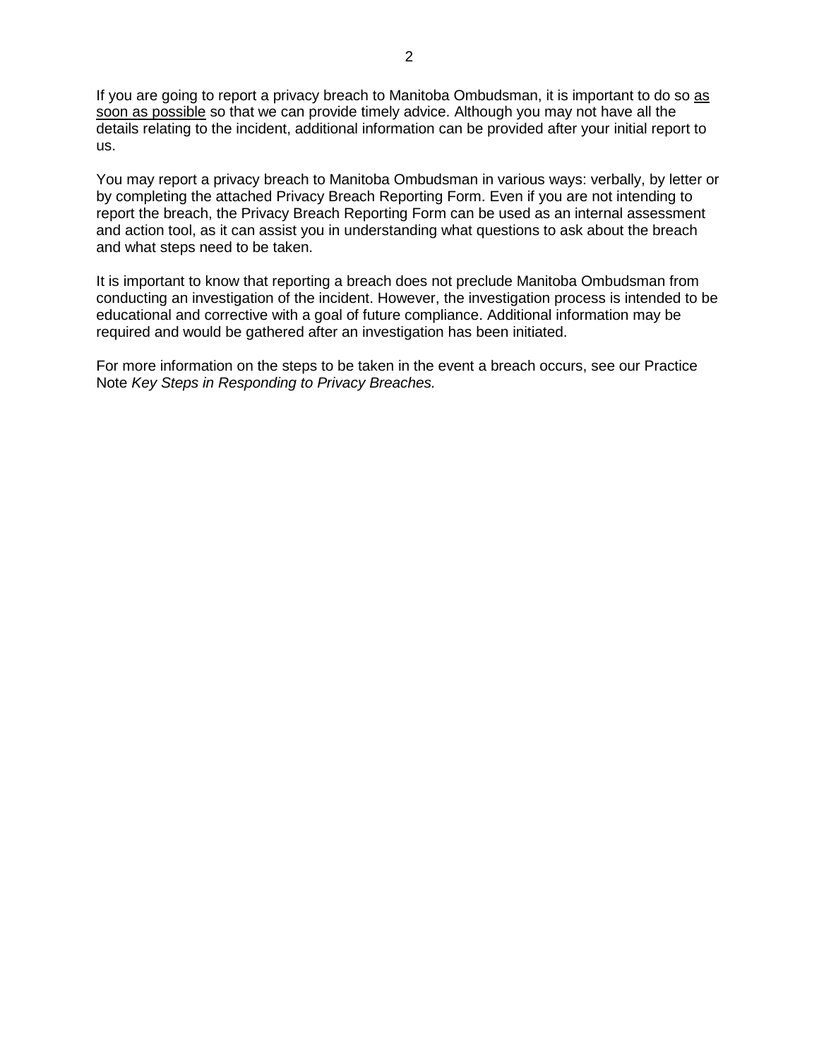If you are going to report a privacy breach to Manitoba Ombudsman, it is important to do so <u>as soon as possible</u> so that we can provide timely advice. Although you may not have all the details relating to the incident, additional information can be provided after your initial report to us.

You may report a privacy breach to Manitoba Ombudsman in various ways: verbally, by letter or by completing the attached Privacy Breach Reporting Form. Even if you are not intending to report the breach, the Privacy Breach Reporting Form can be used as an internal assessment and action tool, as it can assist you in understanding what questions to ask about the breach and what steps need to be taken.

It is important to know that reporting a breach does not preclude Manitoba Ombudsman from conducting an investigation of the incident. However, the investigation process is intended to be educational and corrective with a goal of future compliance. Additional information may be required and would be gathered after an investigation has been initiated.

For more information on the steps to be taken in the event a breach occurs, see our Practice Note *Key Steps in Responding to Privacy Breaches.*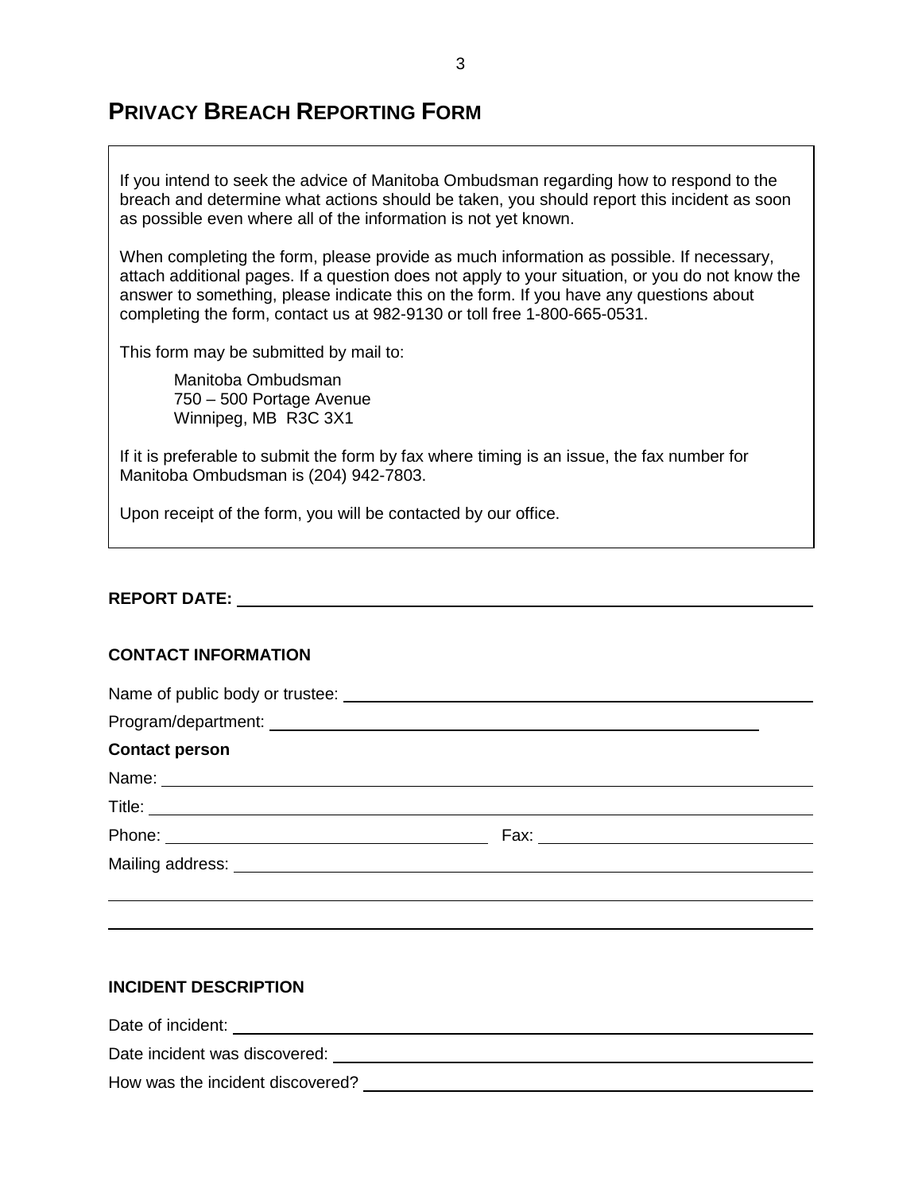# PRIVACY BREACH REPORTING FORM

If you intend to seek the advice of Manitoba Ombudsman regarding how to respond to the breach and determine what actions should be taken, you should report this incident as soon as possible even where all of the information is not yet known.

When completing the form, please provide as much information as possible. If necessary, attach additional pages. If a question does not apply to your situation, or you do not know the answer to something, please indicate this on the form. If you have any questions about completing the form, contact us at 982-9130 or toll free 1-800-665-0531.

This form may be submitted by mail to:

> Manitoba Ombudsman
> 750 – 500 Portage Avenue
> Winnipeg, MB R3C 3X1

If it is preferable to submit the form by fax where timing is an issue, the fax number for Manitoba Ombudsman is (204) 942-7803.

Upon receipt of the form, you will be contacted by our office.

**REPORT DATE:** ______________________________

**CONTACT INFORMATION**

Name of public body or trustee: ______________________________

Program/department: ______________________________

**Contact person**

Name: ______________________________

Title: ______________________________

Phone: ____________________ Fax: ____________________

Mailing address: ______________________________

______________________________

______________________________

**INCIDENT DESCRIPTION**

Date of incident: ______________________________

Date incident was discovered: ______________________________

How was the incident discovered? ______________________________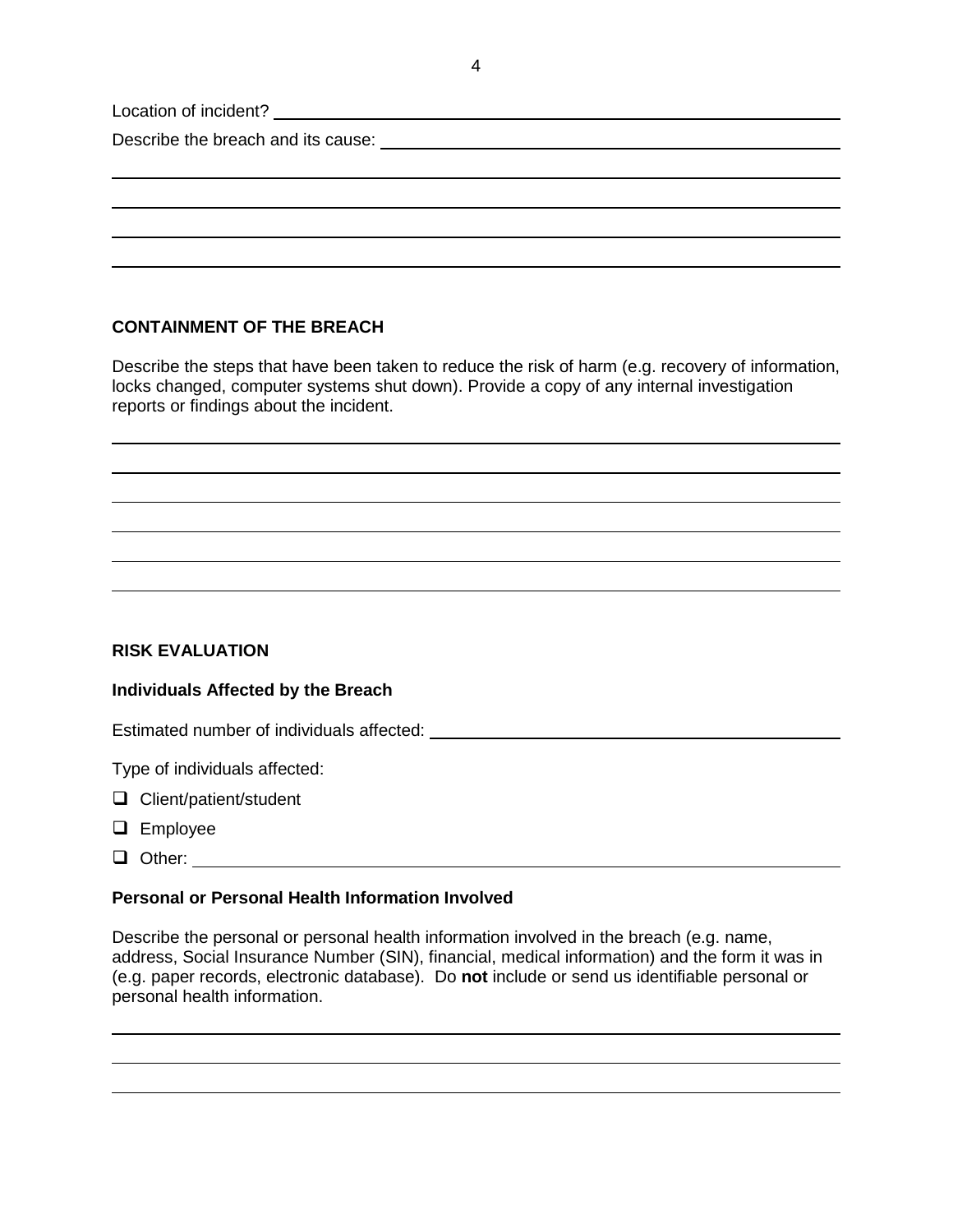Location of incident? ______________________________________________

Describe the breach and its cause: ______________________________________

______________________________________________________________________

______________________________________________________________________

______________________________________________________________________

______________________________________________________________________

**CONTAINMENT OF THE BREACH**

Describe the steps that have been taken to reduce the risk of harm (e.g. recovery of information, locks changed, computer systems shut down). Provide a copy of any internal investigation reports or findings about the incident.

______________________________________________________________________

______________________________________________________________________

______________________________________________________________________

______________________________________________________________________

______________________________________________________________________

______________________________________________________________________

**RISK EVALUATION**

**Individuals Affected by the Breach**

Estimated number of individuals affected: ________________________________

Type of individuals affected:

- ☐ Client/patient/student
- ☐ Employee
- ☐ Other: ________________________________________________________

**Personal or Personal Health Information Involved**

Describe the personal or personal health information involved in the breach (e.g. name, address, Social Insurance Number (SIN), financial, medical information) and the form it was in (e.g. paper records, electronic database). Do **not** include or send us identifiable personal or personal health information.

______________________________________________________________________

______________________________________________________________________

______________________________________________________________________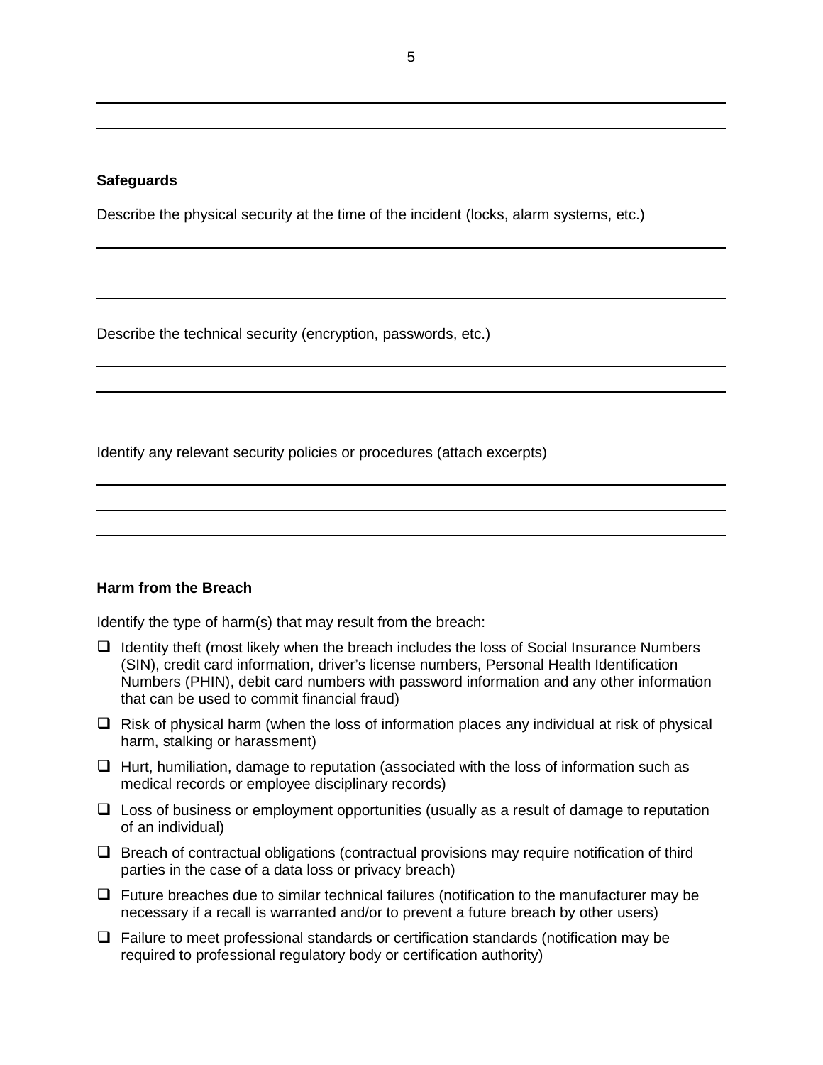**Safeguards**

Describe the physical security at the time of the incident (locks, alarm systems, etc.)

Describe the technical security (encryption, passwords, etc.)

Identify any relevant security policies or procedures (attach excerpts)

**Harm from the Breach**

Identify the type of harm(s) that may result from the breach:

- ❑ Identity theft (most likely when the breach includes the loss of Social Insurance Numbers (SIN), credit card information, driver's license numbers, Personal Health Identification Numbers (PHIN), debit card numbers with password information and any other information that can be used to commit financial fraud)
- ❑ Risk of physical harm (when the loss of information places any individual at risk of physical harm, stalking or harassment)
- ❑ Hurt, humiliation, damage to reputation (associated with the loss of information such as medical records or employee disciplinary records)
- ❑ Loss of business or employment opportunities (usually as a result of damage to reputation of an individual)
- ❑ Breach of contractual obligations (contractual provisions may require notification of third parties in the case of a data loss or privacy breach)
- ❑ Future breaches due to similar technical failures (notification to the manufacturer may be necessary if a recall is warranted and/or to prevent a future breach by other users)
- ❑ Failure to meet professional standards or certification standards (notification may be required to professional regulatory body or certification authority)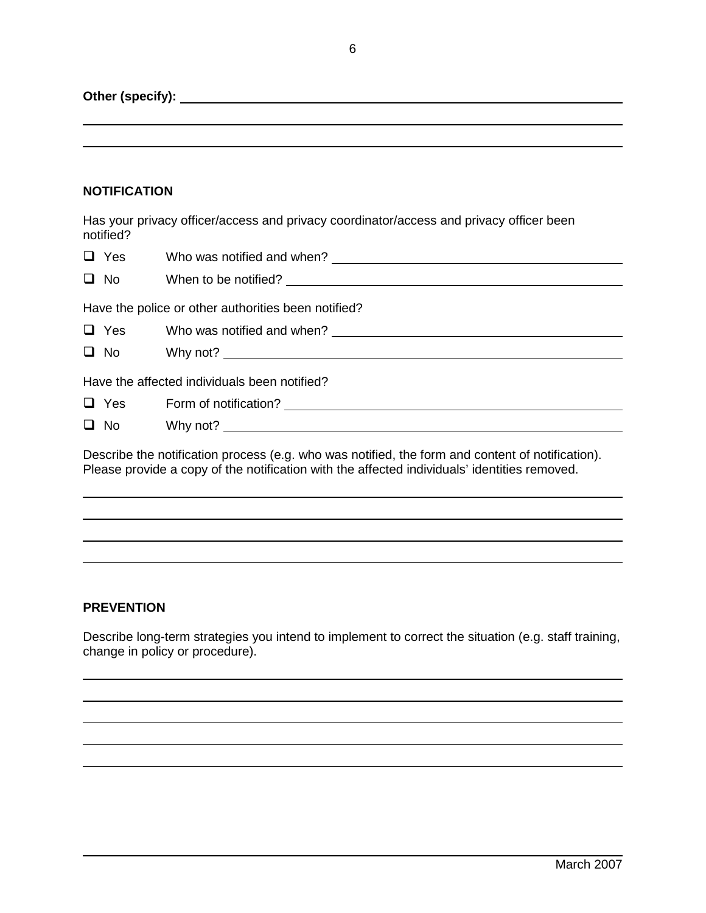**Other (specify):** ______________________________________________________________

______________________________________________________________

______________________________________________________________

**NOTIFICATION**

Has your privacy officer/access and privacy coordinator/access and privacy officer been notified?

- ❑ Yes Who was notified and when? ______________________________
- ❑ No When to be notified? ______________________________

Have the police or other authorities been notified?

- ❑ Yes Who was notified and when? ______________________________
- ❑ No Why not? ______________________________

Have the affected individuals been notified?

- ❑ Yes Form of notification? ______________________________
- ❑ No Why not? ______________________________

Describe the notification process (e.g. who was notified, the form and content of notification). Please provide a copy of the notification with the affected individuals' identities removed.

______________________________________________________________

______________________________________________________________

______________________________________________________________

______________________________________________________________

**PREVENTION**

Describe long-term strategies you intend to implement to correct the situation (e.g. staff training, change in policy or procedure).

______________________________________________________________

______________________________________________________________

______________________________________________________________

______________________________________________________________

______________________________________________________________

March 2007